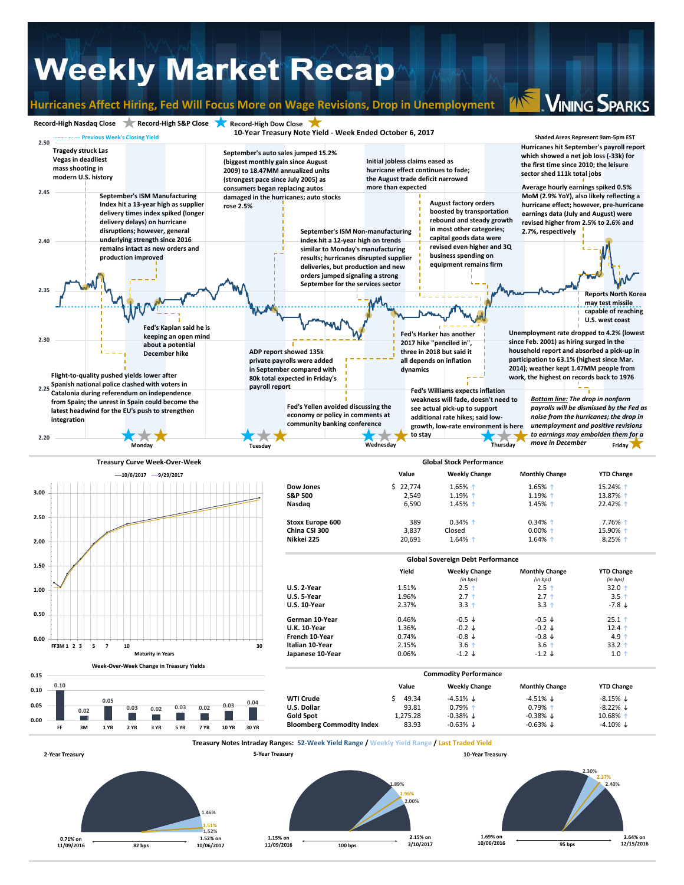# Weekly Market Recap

## Hurricanes Affect Hiring, Fed Will Focus More on Wage Revisions, Drop in Unemployment

Vining Sparks

Record-High Nasdaq Close ★ Record-High S&P Close ★ Record-High Dow Close ★

### 10-Year Treasury Note Yield - Week Ended October 6, 2017

Previous Week's Closing Yield

Shaded Areas Represent 9am-5pm EST

**Monday**

Tragedy struck Las Vegas in deadliest mass shooting in modern U.S. history

September's ISM Manufacturing Index hit a 13-year high as supplier delivery times index spiked (longer delivery delays) on hurricane disruptions; however, general underlying strength since 2016 remains intact as new orders and production improved

Fed's Kaplan said he is keeping an open mind about a potential December hike

Flight-to-quality pushed yields lower after Spanish national police clashed with voters in Catalonia during referendum on independence from Spain; the unrest in Spain could become the latest headwind for the EU's push to strengthen integration

**Tuesday**

September's auto sales jumped 15.2% (biggest monthly gain since August 2009) to 18.47MM annualized units (strongest pace since July 2005) as consumers began replacing autos damaged in the hurricanes; auto stocks rose 2.5%

ADP report showed 135k private payrolls were added in September compared with 80k total expected in Friday's payroll report

**Wednesday**

September's ISM Non-manufacturing index hit a 12-year high on trends similar to Monday's manufacturing results; hurricanes disrupted supplier deliveries, but production and new orders jumped signaling a strong September for the services sector

Fed's Yellen avoided discussing the economy or policy in comments at community banking conference

**Thursday**

Initial jobless claims eased as hurricane effect continues to fade; the August trade deficit narrowed more than expected

August factory orders boosted by transportation rebound and steady growth in most other categories; capital goods data were revised even higher and 3Q business spending on equipment remains firm

Fed's Harker has another 2017 hike "penciled in", three in 2018 but said it all depends on inflation dynamics

Fed's Williams expects inflation weakness will fade, doesn't need to see actual pick-up to support additional rate hikes; said low-growth, low-rate environment is here to stay

**Friday**

Hurricanes hit September's payroll report which showed a net job loss (-33k) for the first time since 2010; the leisure sector shed 111k total jobs

Average hourly earnings spiked 0.5% MoM (2.9% YoY), also likely reflecting a hurricane effect; however, pre-hurricane earnings data (July and August) were revised higher from 2.5% to 2.6% and 2.7%, respectively

Reports North Korea may test missile capable of reaching U.S. west coast

Unemployment rate dropped to 4.2% (lowest since Feb. 2001) as hiring surged in the household report and absorbed a pick-up in participation to 63.1% (highest since Mar. 2014); weather kept 1.47MM people from work, the highest on records back to 1976

*Bottom line: The drop in nonfarm payrolls will be dismissed by the Fed as noise from the hurricanes; the drop in unemployment and positive revisions to earnings may embolden them for a move in December*

### Treasury Curve Week-Over-Week

—10/6/2017 —9/29/2017

Maturity in Years

### Week-Over-Week Change in Treasury Yields

| FF | 3M | 1 YR | 2 YR | 3 YR | 5 YR | 7 YR | 10 YR | 30 YR |
|---|---|---|---|---|---|---|---|---|
| 0.10 | 0.02 | 0.05 | 0.03 | 0.02 | 0.03 | 0.02 | 0.03 | 0.04 |

### Global Stock Performance

| | Value | Weekly Change | Monthly Change | YTD Change |
|---|---|---|---|---|
| Dow Jones | $ 22,774 | 1.65% ↑ | 1.65% ↑ | 15.24% ↑ |
| S&P 500 | 2,549 | 1.19% ↑ | 1.19% ↑ | 13.87% ↑ |
| Nasdaq | 6,590 | 1.45% ↑ | 1.45% ↑ | 22.42% ↑ |
| Stoxx Europe 600 | 389 | 0.34% ↑ | 0.34% ↑ | 7.76% ↑ |
| China CSI 300 | 3,837 | Closed | 0.00% ↑ | 15.90% ↑ |
| Nikkei 225 | 20,691 | 1.64% ↑ | 1.64% ↑ | 8.25% ↑ |

### Global Sovereign Debt Performance

| | Yield | Weekly Change (in bps) | Monthly Change (in bps) | YTD Change (in bps) |
|---|---|---|---|---|
| U.S. 2-Year | 1.51% | 2.5 ↑ | 2.5 ↑ | 32.0 ↑ |
| U.S. 5-Year | 1.96% | 2.7 ↑ | 2.7 ↑ | 3.5 ↑ |
| U.S. 10-Year | 2.37% | 3.3 ↑ | 3.3 ↑ | -7.8 ↓ |
| German 10-Year | 0.46% | -0.5 ↓ | -0.5 ↓ | 25.1 ↑ |
| U.K. 10-Year | 1.36% | -0.2 ↓ | -0.2 ↓ | 12.4 ↑ |
| French 10-Year | 0.74% | -0.8 ↓ | -0.8 ↓ | 4.9 ↑ |
| Italian 10-Year | 2.15% | 3.6 ↑ | 3.6 ↑ | 33.2 ↑ |
| Japanese 10-Year | 0.06% | -1.2 ↓ | -1.2 ↓ | 1.0 ↑ |

### Commodity Performance

| | Value | Weekly Change | Monthly Change | YTD Change |
|---|---|---|---|---|
| WTI Crude | $ 49.34 | -4.51% ↓ | -4.51% ↓ | -8.15% ↓ |
| U.S. Dollar | 93.81 | 0.79% ↑ | 0.79% ↑ | -8.22% ↓ |
| Gold Spot | 1,275.28 | -0.38% ↓ | -0.38% ↓ | 10.68% ↑ |
| Bloomberg Commodity Index | 83.93 | -0.63% ↓ | -0.63% ↓ | -4.10% ↓ |

### Treasury Notes Intraday Ranges: 52-Week Yield Range / Weekly Yield Range / Last Traded Yield

| | 52-Week Low | 52-Week High | 52-Week Range | Weekly Low | Last Traded | Weekly High |
|---|---|---|---|---|---|---|
| 2-Year Treasury | 0.71% on 11/09/2016 | 1.52% on 10/06/2017 | 82 bps | 1.46% | 1.51% | 1.52% |
| 5-Year Treasury | 1.15% on 11/09/2016 | 2.15% on 3/10/2017 | 100 bps | 1.89% | 1.96% | 2.00% |
| 10-Year Treasury | 1.69% on 10/06/2016 | 2.64% on 12/15/2016 | 95 bps | 2.30% | 2.37% | 2.40% |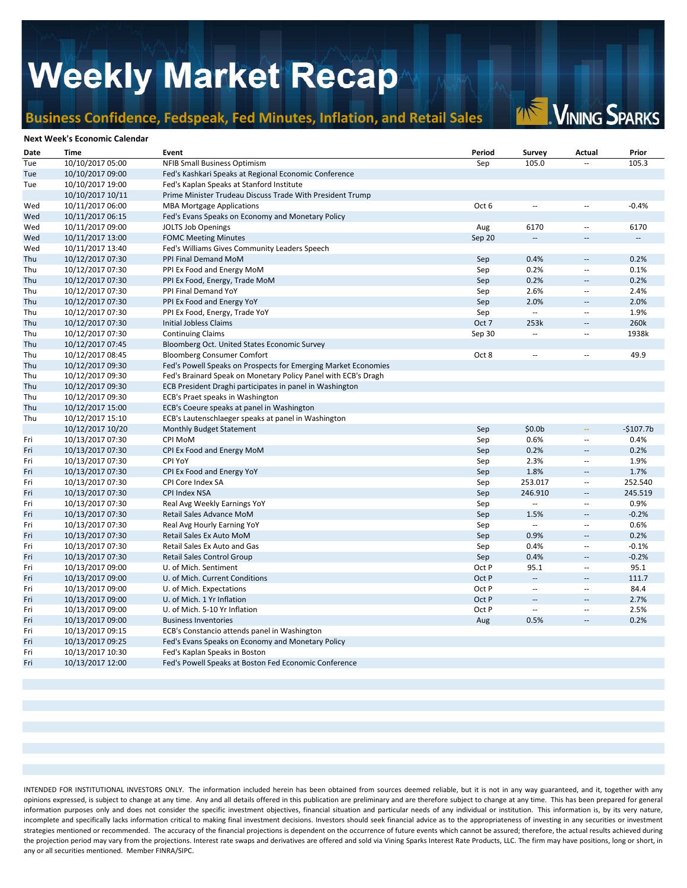# Weekly Market Recap

## Business Confidence, Fedspeak, Fed Minutes, Inflation, and Retail Sales

VINING SPARKS

**Next Week's Economic Calendar**

| Date | Time | Event | Period | Survey | Actual | Prior |
|---|---|---|---|---|---|---|
| Tue | 10/10/2017 05:00 | NFIB Small Business Optimism | Sep | 105.0 | -- | 105.3 |
| Tue | 10/10/2017 09:00 | Fed's Kashkari Speaks at Regional Economic Conference | | | | |
| Tue | 10/10/2017 19:00 | Fed's Kaplan Speaks at Stanford Institute | | | | |
| | 10/10/2017 10/11 | Prime Minister Trudeau Discuss Trade With President Trump | | | | |
| Wed | 10/11/2017 06:00 | MBA Mortgage Applications | Oct 6 | -- | -- | -0.4% |
| Wed | 10/11/2017 06:15 | Fed's Evans Speaks on Economy and Monetary Policy | | | | |
| Wed | 10/11/2017 09:00 | JOLTS Job Openings | Aug | 6170 | -- | 6170 |
| Wed | 10/11/2017 13:00 | FOMC Meeting Minutes | Sep 20 | -- | -- | -- |
| Wed | 10/11/2017 13:40 | Fed's Williams Gives Community Leaders Speech | | | | |
| Thu | 10/12/2017 07:30 | PPI Final Demand MoM | Sep | 0.4% | -- | 0.2% |
| Thu | 10/12/2017 07:30 | PPI Ex Food and Energy MoM | Sep | 0.2% | -- | 0.1% |
| Thu | 10/12/2017 07:30 | PPI Ex Food, Energy, Trade MoM | Sep | 0.2% | -- | 0.2% |
| Thu | 10/12/2017 07:30 | PPI Final Demand YoY | Sep | 2.6% | -- | 2.4% |
| Thu | 10/12/2017 07:30 | PPI Ex Food and Energy YoY | Sep | 2.0% | -- | 2.0% |
| Thu | 10/12/2017 07:30 | PPI Ex Food, Energy, Trade YoY | Sep | -- | -- | 1.9% |
| Thu | 10/12/2017 07:30 | Initial Jobless Claims | Oct 7 | 253k | -- | 260k |
| Thu | 10/12/2017 07:30 | Continuing Claims | Sep 30 | -- | -- | 1938k |
| Thu | 10/12/2017 07:45 | Bloomberg Oct. United States Economic Survey | | | | |
| Thu | 10/12/2017 08:45 | Bloomberg Consumer Comfort | Oct 8 | -- | -- | 49.9 |
| Thu | 10/12/2017 09:30 | Fed's Powell Speaks on Prospects for Emerging Market Economies | | | | |
| Thu | 10/12/2017 09:30 | Fed's Brainard Speak on Monetary Policy Panel with ECB's Dragh | | | | |
| Thu | 10/12/2017 09:30 | ECB President Draghi participates in panel in Washington | | | | |
| Thu | 10/12/2017 09:30 | ECB's Praet speaks in Washington | | | | |
| Thu | 10/12/2017 15:00 | ECB's Coeure speaks at panel in Washington | | | | |
| Thu | 10/12/2017 15:10 | ECB's Lautenschlaeger speaks at panel in Washington | | | | |
| | 10/12/2017 10/20 | Monthly Budget Statement | Sep | $0.0b | -- | -$107.7b |
| Fri | 10/13/2017 07:30 | CPI MoM | Sep | 0.6% | -- | 0.4% |
| Fri | 10/13/2017 07:30 | CPI Ex Food and Energy MoM | Sep | 0.2% | -- | 0.2% |
| Fri | 10/13/2017 07:30 | CPI YoY | Sep | 2.3% | -- | 1.9% |
| Fri | 10/13/2017 07:30 | CPI Ex Food and Energy YoY | Sep | 1.8% | -- | 1.7% |
| Fri | 10/13/2017 07:30 | CPI Core Index SA | Sep | 253.017 | -- | 252.540 |
| Fri | 10/13/2017 07:30 | CPI Index NSA | Sep | 246.910 | -- | 245.519 |
| Fri | 10/13/2017 07:30 | Real Avg Weekly Earnings YoY | Sep | -- | -- | 0.9% |
| Fri | 10/13/2017 07:30 | Retail Sales Advance MoM | Sep | 1.5% | -- | -0.2% |
| Fri | 10/13/2017 07:30 | Real Avg Hourly Earning YoY | Sep | -- | -- | 0.6% |
| Fri | 10/13/2017 07:30 | Retail Sales Ex Auto MoM | Sep | 0.9% | -- | 0.2% |
| Fri | 10/13/2017 07:30 | Retail Sales Ex Auto and Gas | Sep | 0.4% | -- | -0.1% |
| Fri | 10/13/2017 07:30 | Retail Sales Control Group | Sep | 0.4% | -- | -0.2% |
| Fri | 10/13/2017 09:00 | U. of Mich. Sentiment | Oct P | 95.1 | -- | 95.1 |
| Fri | 10/13/2017 09:00 | U. of Mich. Current Conditions | Oct P | -- | -- | 111.7 |
| Fri | 10/13/2017 09:00 | U. of Mich. Expectations | Oct P | -- | -- | 84.4 |
| Fri | 10/13/2017 09:00 | U. of Mich. 1 Yr Inflation | Oct P | -- | -- | 2.7% |
| Fri | 10/13/2017 09:00 | U. of Mich. 5-10 Yr Inflation | Oct P | -- | -- | 2.5% |
| Fri | 10/13/2017 09:00 | Business Inventories | Aug | 0.5% | -- | 0.2% |
| Fri | 10/13/2017 09:15 | ECB's Constancio attends panel in Washington | | | | |
| Fri | 10/13/2017 09:25 | Fed's Evans Speaks on Economy and Monetary Policy | | | | |
| Fri | 10/13/2017 10:30 | Fed's Kaplan Speaks in Boston | | | | |
| Fri | 10/13/2017 12:00 | Fed's Powell Speaks at Boston Fed Economic Conference | | | | |

INTENDED FOR INSTITUTIONAL INVESTORS ONLY. The information included herein has been obtained from sources deemed reliable, but it is not in any way guaranteed, and it, together with any opinions expressed, is subject to change at any time. Any and all details offered in this publication are preliminary and are therefore subject to change at any time. This has been prepared for general information purposes only and does not consider the specific investment objectives, financial situation and particular needs of any individual or institution. This information is, by its very nature, incomplete and specifically lacks information critical to making final investment decisions. Investors should seek financial advice as to the appropriateness of investing in any securities or investment strategies mentioned or recommended. The accuracy of the financial projections is dependent on the occurrence of future events which cannot be assured; therefore, the actual results achieved during the projection period may vary from the projections. Interest rate swaps and derivatives are offered and sold via Vining Sparks Interest Rate Products, LLC. The firm may have positions, long or short, in any or all securities mentioned. Member FINRA/SIPC.